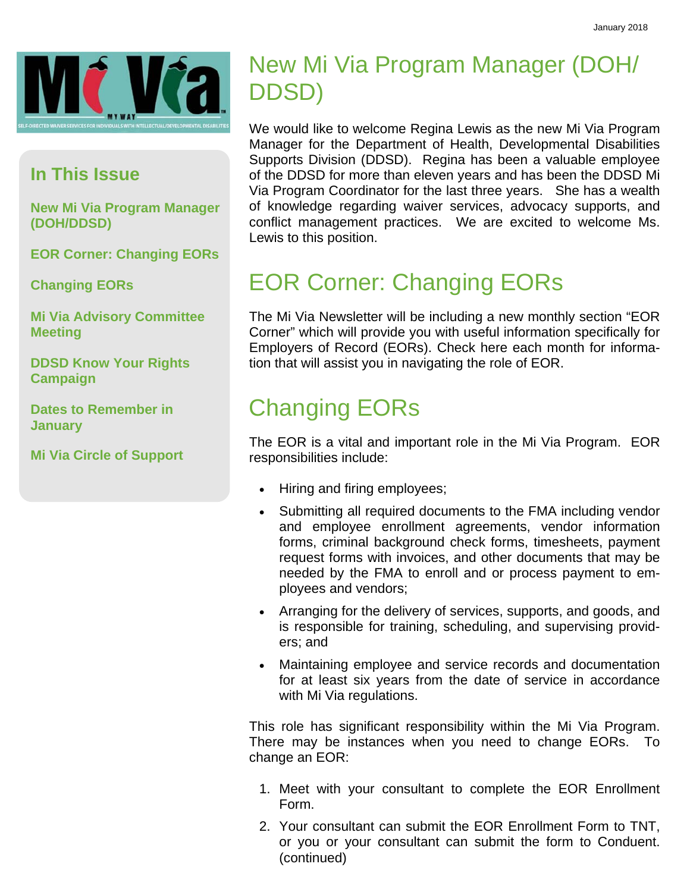January 2018

## In This Issue

**New Mi Via Program Manager (DOH/DDSD)**

**EOR Corner: Changing EORs**

**Changing EORs**

**Mi Via Advisory Committee Meeting**

**DDSD Know Your Rights Campaign**

**Dates to Remember in January**

**Mi Via Circle of Support**

# New Mi Via Program Manager (DOH/DDSD)

We would like to welcome Regina Lewis as the new Mi Via Program Manager for the Department of Health, Developmental Disabilities Supports Division (DDSD). Regina has been a valuable employee of the DDSD for more than eleven years and has been the DDSD Mi Via Program Coordinator for the last three years. She has a wealth of knowledge regarding waiver services, advocacy supports, and conflict management practices. We are excited to welcome Ms. Lewis to this position.

# EOR Corner: Changing EORs

The Mi Via Newsletter will be including a new monthly section "EOR Corner" which will provide you with useful information specifically for Employers of Record (EORs). Check here each month for information that will assist you in navigating the role of EOR.

# Changing EORs

The EOR is a vital and important role in the Mi Via Program. EOR responsibilities include:

- Hiring and firing employees;
- Submitting all required documents to the FMA including vendor and employee enrollment agreements, vendor information forms, criminal background check forms, timesheets, payment request forms with invoices, and other documents that may be needed by the FMA to enroll and or process payment to employees and vendors;
- Arranging for the delivery of services, supports, and goods, and is responsible for training, scheduling, and supervising providers; and
- Maintaining employee and service records and documentation for at least six years from the date of service in accordance with Mi Via regulations.

This role has significant responsibility within the Mi Via Program. There may be instances when you need to change EORs. To change an EOR:

1. Meet with your consultant to complete the EOR Enrollment Form.
2. Your consultant can submit the EOR Enrollment Form to TNT, or you or your consultant can submit the form to Conduent. (continued)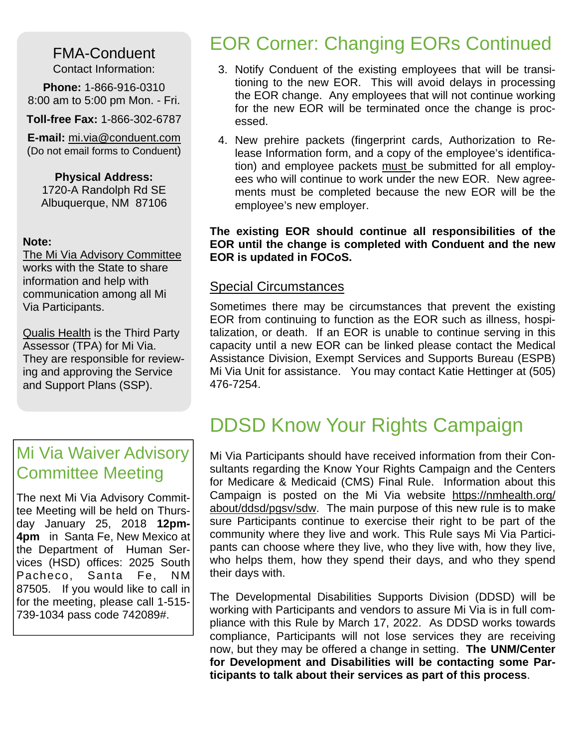## EOR Corner: Changing EORs Continued

3. Notify Conduent of the existing employees that will be transitioning to the new EOR. This will avoid delays in processing the EOR change. Any employees that will not continue working for the new EOR will be terminated once the change is processed.
4. New prehire packets (fingerprint cards, Authorization to Release Information form, and a copy of the employee's identification) and employee packets must be submitted for all employees who will continue to work under the new EOR. New agreements must be completed because the new EOR will be the employee's new employer.

**The existing EOR should continue all responsibilities of the EOR until the change is completed with Conduent and the new EOR is updated in FOCoS.**

### Special Circumstances

Sometimes there may be circumstances that prevent the existing EOR from continuing to function as the EOR such as illness, hospitalization, or death. If an EOR is unable to continue serving in this capacity until a new EOR can be linked please contact the Medical Assistance Division, Exempt Services and Supports Bureau (ESPB) Mi Via Unit for assistance. You may contact Katie Hettinger at (505) 476-7254.

## DDSD Know Your Rights Campaign

Mi Via Participants should have received information from their Consultants regarding the Know Your Rights Campaign and the Centers for Medicare & Medicaid (CMS) Final Rule. Information about this Campaign is posted on the Mi Via website https://nmhealth.org/about/ddsd/pgsv/sdw. The main purpose of this new rule is to make sure Participants continue to exercise their right to be part of the community where they live and work. This Rule says Mi Via Participants can choose where they live, who they live with, how they live, who helps them, how they spend their days, and who they spend their days with.

The Developmental Disabilities Supports Division (DDSD) will be working with Participants and vendors to assure Mi Via is in full compliance with this Rule by March 17, 2022. As DDSD works towards compliance, Participants will not lose services they are receiving now, but they may be offered a change in setting. **The UNM/Center for Development and Disabilities will be contacting some Participants to talk about their services as part of this process**.

### FMA-Conduent

Contact Information:

**Phone:** 1-866-916-0310
8:00 am to 5:00 pm Mon. - Fri.

**Toll-free Fax:** 1-866-302-6787

**E-mail:** mi.via@conduent.com
(Do not email forms to Conduent)

**Physical Address:**
1720-A Randolph Rd SE
Albuquerque, NM 87106

**Note:**
The Mi Via Advisory Committee works with the State to share information and help with communication among all Mi Via Participants.

Qualis Health is the Third Party Assessor (TPA) for Mi Via. They are responsible for reviewing and approving the Service and Support Plans (SSP).

## Mi Via Waiver Advisory Committee Meeting

The next Mi Via Advisory Committee Meeting will be held on Thursday January 25, 2018 **12pm-4pm** in Santa Fe, New Mexico at the Department of Human Services (HSD) offices: 2025 South Pacheco, Santa Fe, NM 87505. If you would like to call in for the meeting, please call 1-515-739-1034 pass code 742089#.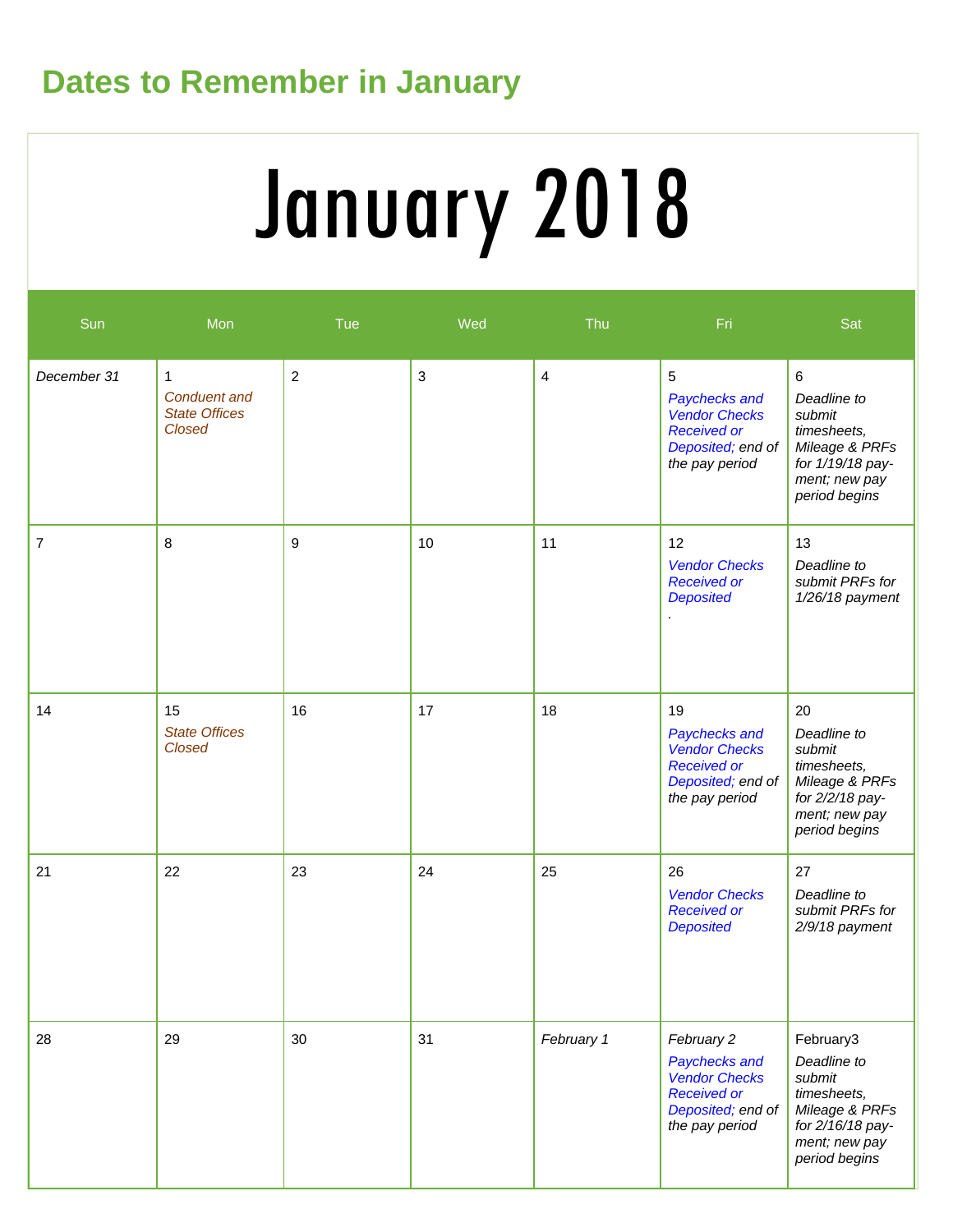## Dates to Remember in January

# January 2018

| Sun | Mon | Tue | Wed | Thu | Fri | Sat |
|---|---|---|---|---|---|---|
| *December 31* | 1 *Conduent and State Offices Closed* | 2 | 3 | 4 | 5 *Paychecks and Vendor Checks Received or Deposited; end of the pay period* | 6 *Deadline to submit timesheets, Mileage & PRFs for 1/19/18 pay-ment; new pay period begins* |
| 7 | 8 | 9 | 10 | 11 | 12 *Vendor Checks Received or Deposited* . | 13 *Deadline to submit PRFs for 1/26/18 payment* |
| 14 | 15 *State Offices Closed* | 16 | 17 | 18 | 19 *Paychecks and Vendor Checks Received or Deposited; end of the pay period* | 20 *Deadline to submit timesheets, Mileage & PRFs for 2/2/18 pay-ment; new pay period begins* |
| 21 | 22 | 23 | 24 | 25 | 26 *Vendor Checks Received or Deposited* | 27 *Deadline to submit PRFs for 2/9/18 payment* |
| 28 | 29 | 30 | 31 | *February 1* | *February 2* *Paychecks and Vendor Checks Received or Deposited; end of the pay period* | February3 *Deadline to submit timesheets, Mileage & PRFs for 2/16/18 pay-ment; new pay period begins* |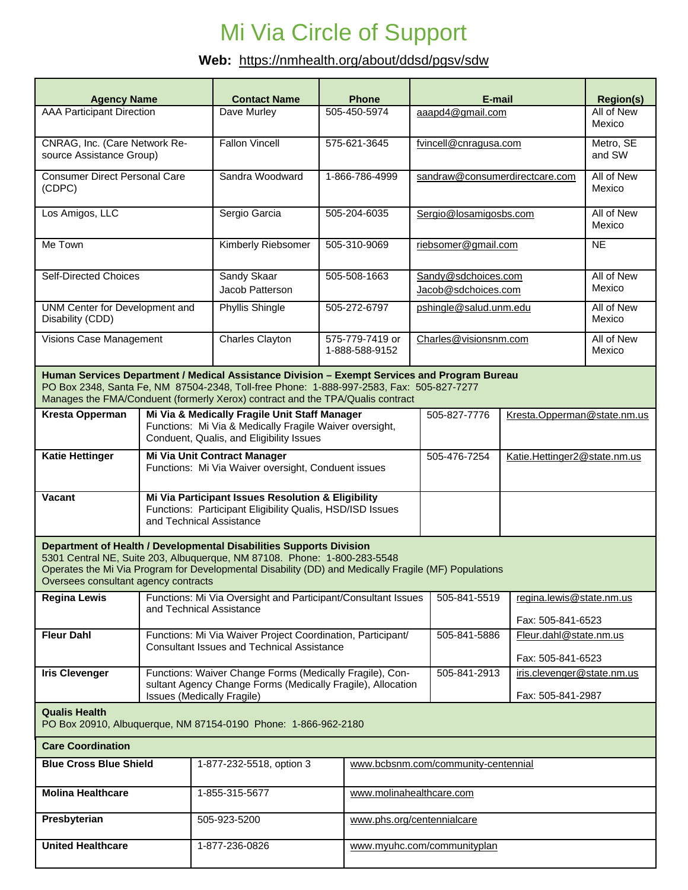# Mi Via Circle of Support

**Web:** https://nmhealth.org/about/ddsd/pgsv/sdw

| Agency Name | Contact Name | Phone | E-mail | Region(s) |
|---|---|---|---|---|
| AAA Participant Direction | Dave Murley | 505-450-5974 | aaapd4@gmail.com | All of New Mexico |
| CNRAG, Inc. (Care Network Resource Assistance Group) | Fallon Vincell | 575-621-3645 | fvincell@cnragusa.com | Metro, SE and SW |
| Consumer Direct Personal Care (CDPC) | Sandra Woodward | 1-866-786-4999 | sandraw@consumerdirectcare.com | All of New Mexico |
| Los Amigos, LLC | Sergio Garcia | 505-204-6035 | Sergio@losamigosbs.com | All of New Mexico |
| Me Town | Kimberly Riebsomer | 505-310-9069 | riebsomer@gmail.com | NE |
| Self-Directed Choices | Sandy Skaar<br>Jacob Patterson | 505-508-1663 | Sandy@sdchoices.com<br>Jacob@sdchoices.com | All of New Mexico |
| UNM Center for Development and Disability (CDD) | Phyllis Shingle | 505-272-6797 | pshingle@salud.unm.edu | All of New Mexico |
| Visions Case Management | Charles Clayton | 575-779-7419 or 1-888-588-9152 | Charles@visionsnm.com | All of New Mexico |

**Human Services Department / Medical Assistance Division – Exempt Services and Program Bureau**
PO Box 2348, Santa Fe, NM 87504-2348, Toll-free Phone: 1-888-997-2583, Fax: 505-827-7277
Manages the FMA/Conduent (formerly Xerox) contract and the TPA/Qualis contract

| | | | |
|---|---|---|---|
| **Kresta Opperman** | **Mi Via & Medically Fragile Unit Staff Manager**<br>Functions: Mi Via & Medically Fragile Waiver oversight, Conduent, Qualis, and Eligibility Issues | 505-827-7776 | Kresta.Opperman@state.nm.us |
| **Katie Hettinger** | **Mi Via Unit Contract Manager**<br>Functions: Mi Via Waiver oversight, Conduent issues | 505-476-7254 | Katie.Hettinger2@state.nm.us |
| **Vacant** | **Mi Via Participant Issues Resolution & Eligibility**<br>Functions: Participant Eligibility Qualis, HSD/ISD Issues and Technical Assistance | | |

**Department of Health / Developmental Disabilities Supports Division**
5301 Central NE, Suite 203, Albuquerque, NM 87108. Phone: 1-800-283-5548
Operates the Mi Via Program for Developmental Disability (DD) and Medically Fragile (MF) Populations
Oversees consultant agency contracts

| | | | |
|---|---|---|---|
| **Regina Lewis** | Functions: Mi Via Oversight and Participant/Consultant Issues and Technical Assistance | 505-841-5519 | regina.lewis@state.nm.us<br>Fax: 505-841-6523 |
| **Fleur Dahl** | Functions: Mi Via Waiver Project Coordination, Participant/ Consultant Issues and Technical Assistance | 505-841-5886 | Fleur.dahl@state.nm.us<br>Fax: 505-841-6523 |
| **Iris Clevenger** | Functions: Waiver Change Forms (Medically Fragile), Consultant Agency Change Forms (Medically Fragile), Allocation Issues (Medically Fragile) | 505-841-2913 | iris.clevenger@state.nm.us<br>Fax: 505-841-2987 |

**Qualis Health**
PO Box 20910, Albuquerque, NM 87154-0190 Phone: 1-866-962-2180

**Care Coordination**

| | | |
|---|---|---|
| **Blue Cross Blue Shield** | 1-877-232-5518, option 3 | www.bcbsnm.com/community-centennial |
| **Molina Healthcare** | 1-855-315-5677 | www.molinahealthcare.com |
| **Presbyterian** | 505-923-5200 | www.phs.org/centennialcare |
| **United Healthcare** | 1-877-236-0826 | www.myuhc.com/communityplan |